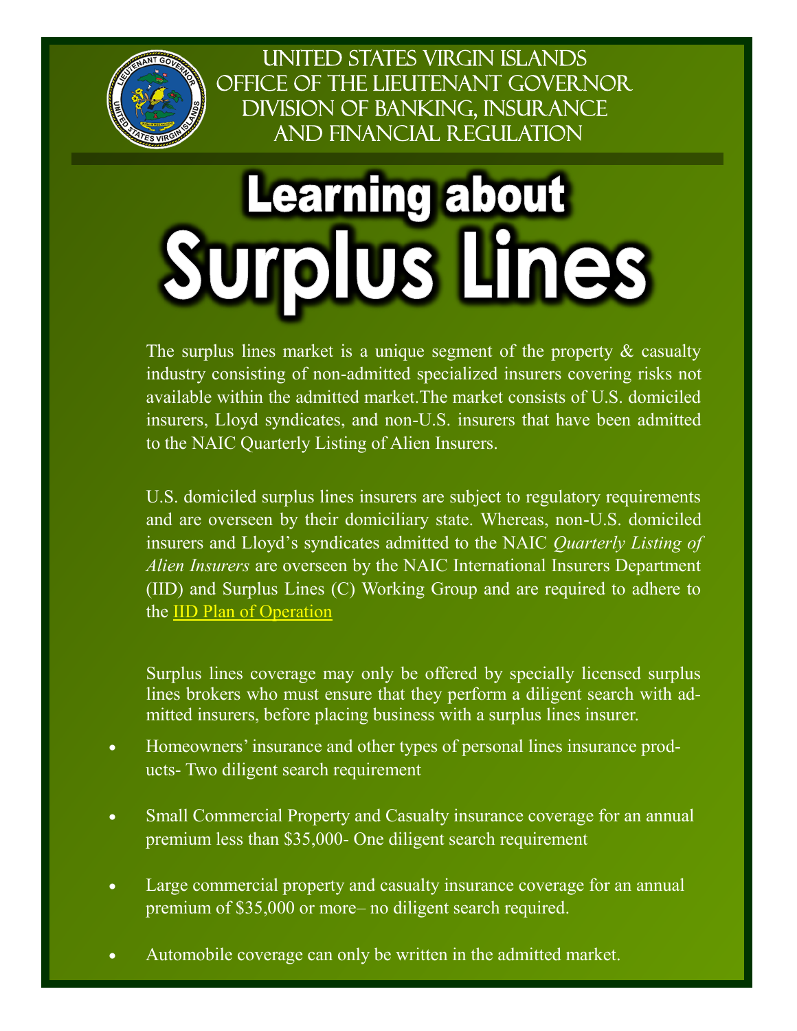UNITED STATES VIRGIN ISLANDS
OFFICE OF THE LIEUTENANT GOVERNOR
DIVISION OF BANKING, INSURANCE
AND FINANCIAL REGULATION

# Learning about Surplus Lines

The surplus lines market is a unique segment of the property & casualty industry consisting of non-admitted specialized insurers covering risks not available within the admitted market.The market consists of U.S. domiciled insurers, Lloyd syndicates, and non-U.S. insurers that have been admitted to the NAIC Quarterly Listing of Alien Insurers.

U.S. domiciled surplus lines insurers are subject to regulatory requirements and are overseen by their domiciliary state. Whereas, non-U.S. domiciled insurers and Lloyd's syndicates admitted to the NAIC *Quarterly Listing of Alien Insurers* are overseen by the NAIC International Insurers Department (IID) and Surplus Lines (C) Working Group and are required to adhere to the IID Plan of Operation

Surplus lines coverage may only be offered by specially licensed surplus lines brokers who must ensure that they perform a diligent search with admitted insurers, before placing business with a surplus lines insurer.

- Homeowners' insurance and other types of personal lines insurance products- Two diligent search requirement
- Small Commercial Property and Casualty insurance coverage for an annual premium less than $35,000- One diligent search requirement
- Large commercial property and casualty insurance coverage for an annual premium of $35,000 or more– no diligent search required.
- Automobile coverage can only be written in the admitted market.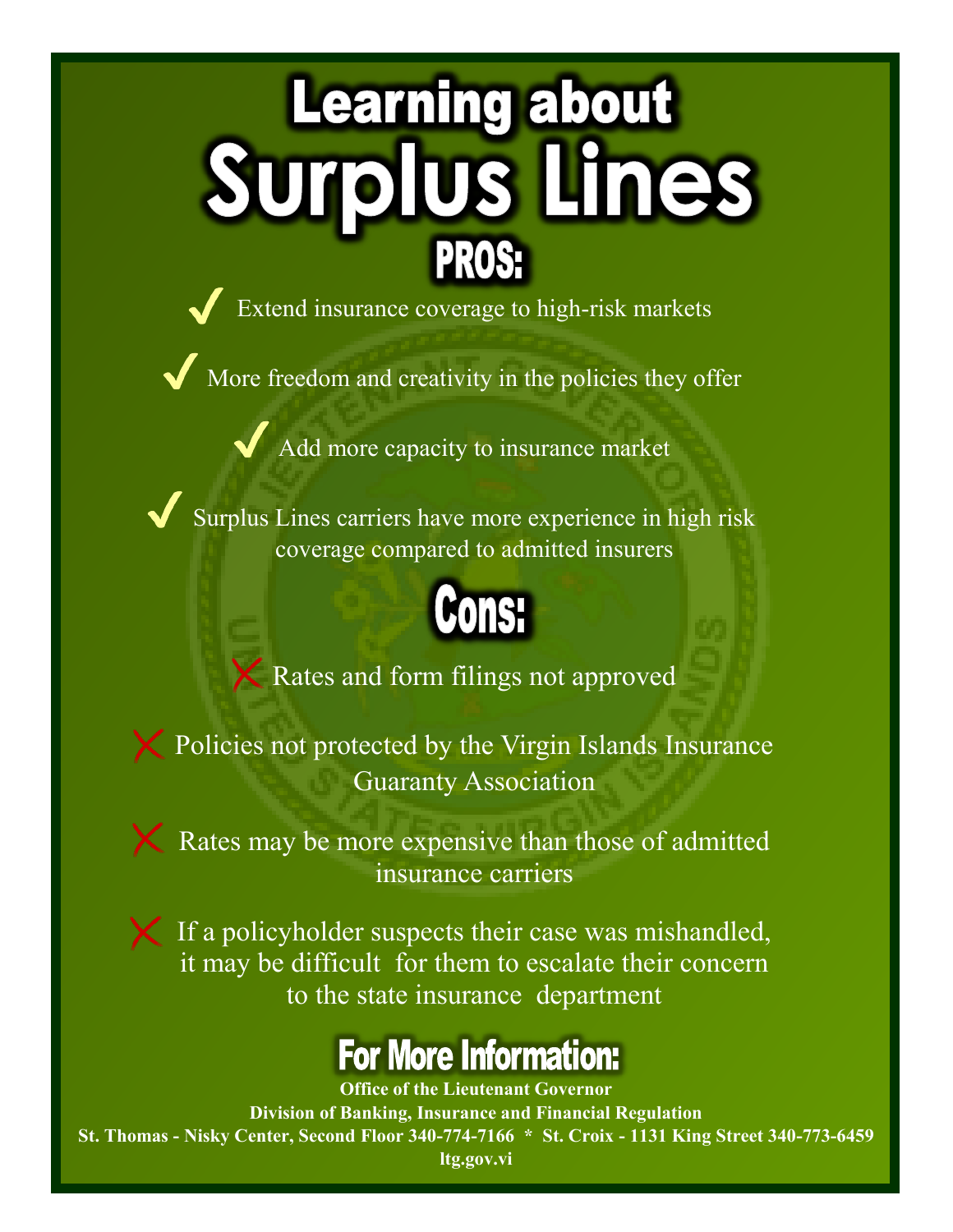# Learning about Surplus Lines

## PROS:

- ✓ Extend insurance coverage to high-risk markets
- ✓ More freedom and creativity in the policies they offer
- ✓ Add more capacity to insurance market
- ✓ Surplus Lines carriers have more experience in high risk coverage compared to admitted insurers

## Cons:

- ✗ Rates and form filings not approved
- ✗ Policies not protected by the Virgin Islands Insurance Guaranty Association
- ✗ Rates may be more expensive than those of admitted insurance carriers
- ✗ If a policyholder suspects their case was mishandled, it may be difficult for them to escalate their concern to the state insurance department

## For More Information:

**Office of the Lieutenant Governor**

**Division of Banking, Insurance and Financial Regulation**

**St. Thomas - Nisky Center, Second Floor 340-774-7166 * St. Croix - 1131 King Street 340-773-6459**

**ltg.gov.vi**